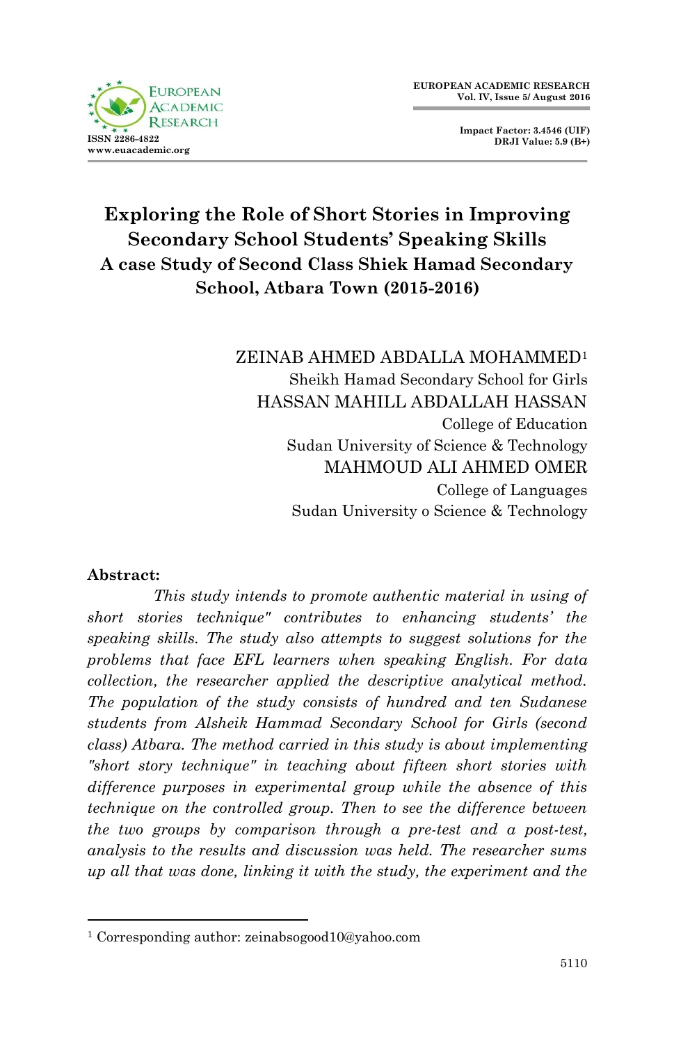# Exploring the Role of Short Stories in Improving Secondary School Students' Speaking Skills

## A case Study of Second Class Shiek Hamad Secondary School, Atbara Town (2015-2016)

ZEINAB AHMED ABDALLA MOHAMMED[1]
Sheikh Hamad Secondary School for Girls

HASSAN MAHILL ABDALLAH HASSAN
College of Education
Sudan University of Science & Technology

MAHMOUD ALI AHMED OMER
College of Languages
Sudan University o Science & Technology

**Abstract:**

*This study intends to promote authentic material in using of short stories technique" contributes to enhancing students' the speaking skills. The study also attempts to suggest solutions for the problems that face EFL learners when speaking English. For data collection, the researcher applied the descriptive analytical method. The population of the study consists of hundred and ten Sudanese students from Alsheik Hammad Secondary School for Girls (second class) Atbara. The method carried in this study is about implementing "short story technique" in teaching about fifteen short stories with difference purposes in experimental group while the absence of this technique on the controlled group. Then to see the difference between the two groups by comparison through a pre-test and a post-test, analysis to the results and discussion was held. The researcher sums up all that was done, linking it with the study, the experiment and the*

---

[1] Corresponding author: zeinabsogood10@yahoo.com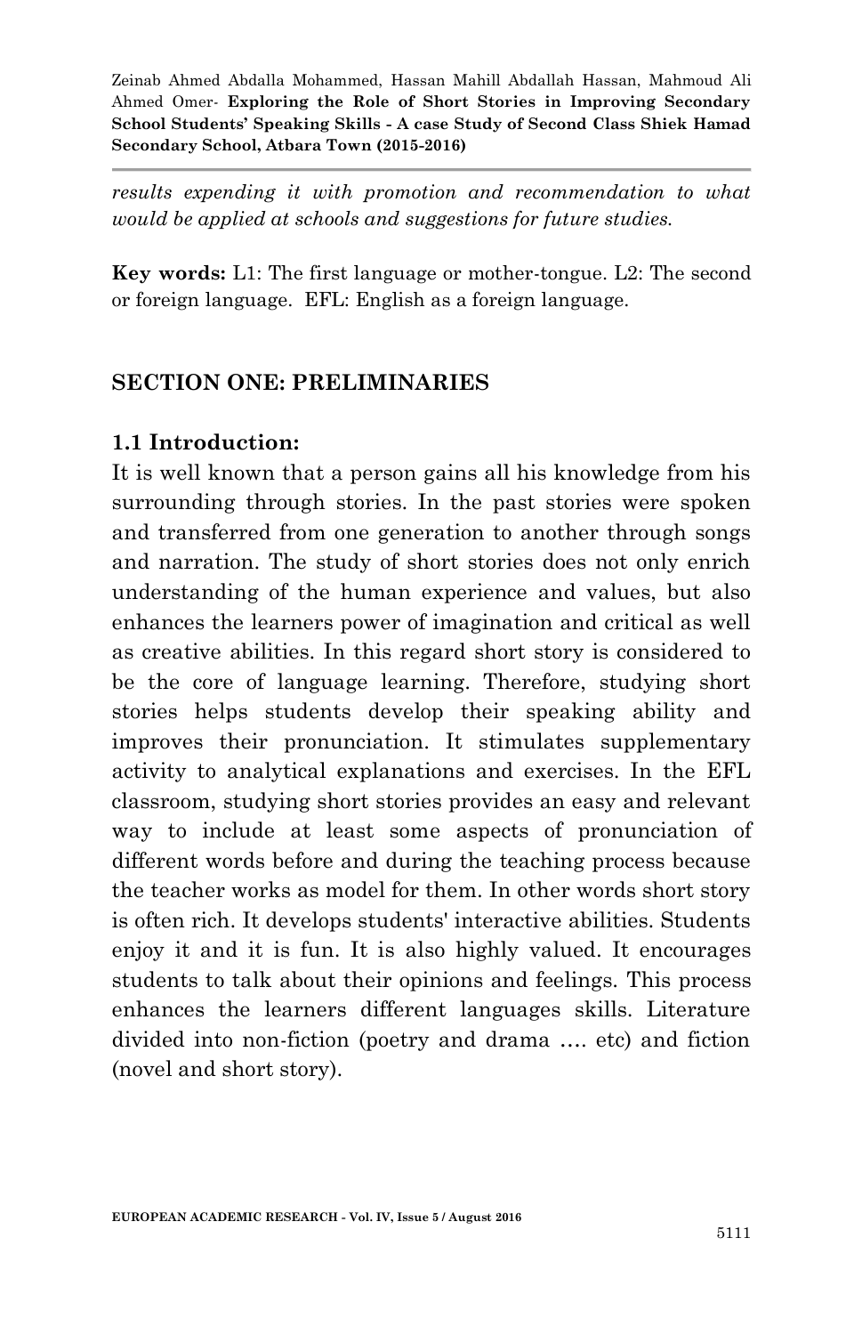*results expending it with promotion and recommendation to what would be applied at schools and suggestions for future studies.*

**Key words:** L1: The first language or mother-tongue. L2: The second or foreign language. EFL: English as a foreign language.

## SECTION ONE: PRELIMINARIES

### 1.1 Introduction:

It is well known that a person gains all his knowledge from his surrounding through stories. In the past stories were spoken and transferred from one generation to another through songs and narration. The study of short stories does not only enrich understanding of the human experience and values, but also enhances the learners power of imagination and critical as well as creative abilities. In this regard short story is considered to be the core of language learning. Therefore, studying short stories helps students develop their speaking ability and improves their pronunciation. It stimulates supplementary activity to analytical explanations and exercises. In the EFL classroom, studying short stories provides an easy and relevant way to include at least some aspects of pronunciation of different words before and during the teaching process because the teacher works as model for them. In other words short story is often rich. It develops students' interactive abilities. Students enjoy it and it is fun. It is also highly valued. It encourages students to talk about their opinions and feelings. This process enhances the learners different languages skills. Literature divided into non-fiction (poetry and drama …. etc) and fiction (novel and short story).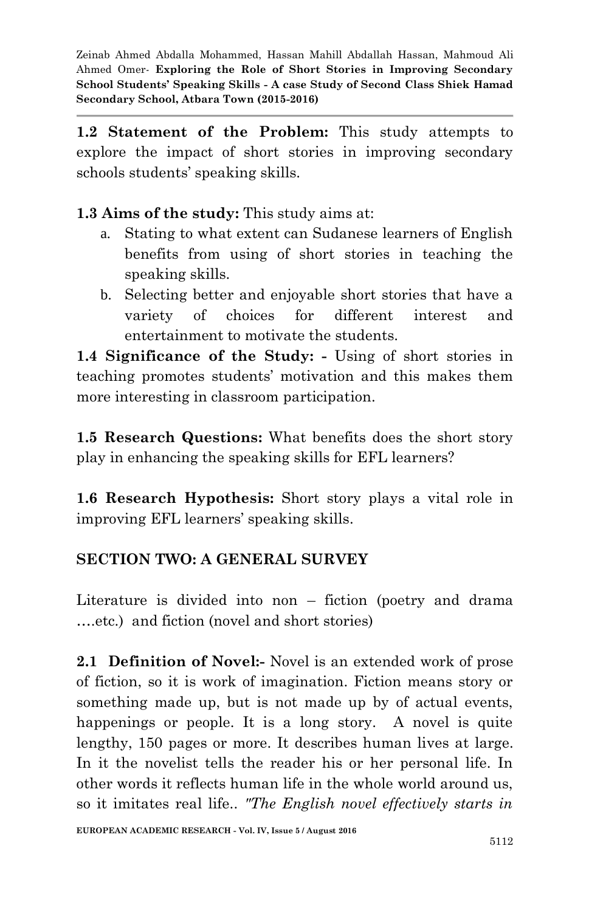**1.2 Statement of the Problem:** This study attempts to explore the impact of short stories in improving secondary schools students' speaking skills.

**1.3 Aims of the study:** This study aims at:

a. Stating to what extent can Sudanese learners of English benefits from using of short stories in teaching the speaking skills.
b. Selecting better and enjoyable short stories that have a variety of choices for different interest and entertainment to motivate the students.

**1.4 Significance of the Study: -** Using of short stories in teaching promotes students' motivation and this makes them more interesting in classroom participation.

**1.5 Research Questions:** What benefits does the short story play in enhancing the speaking skills for EFL learners?

**1.6 Research Hypothesis:** Short story plays a vital role in improving EFL learners' speaking skills.

## SECTION TWO: A GENERAL SURVEY

Literature is divided into non – fiction (poetry and drama ….etc.) and fiction (novel and short stories)

**2.1 Definition of Novel:-** Novel is an extended work of prose of fiction, so it is work of imagination. Fiction means story or something made up, but is not made up by of actual events, happenings or people. It is a long story. A novel is quite lengthy, 150 pages or more. It describes human lives at large. In it the novelist tells the reader his or her personal life. In other words it reflects human life in the whole world around us, so it imitates real life.. *"The English novel effectively starts in*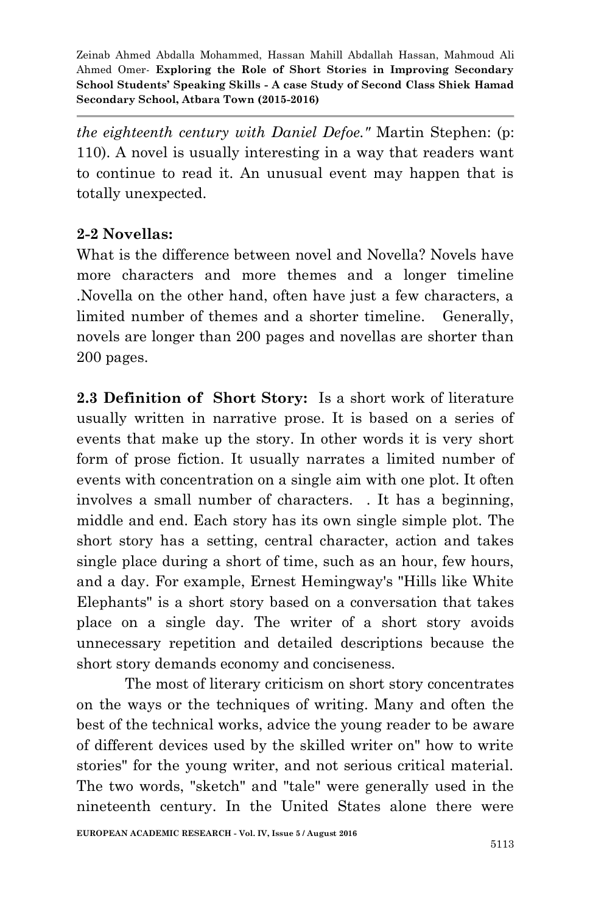*the eighteenth century with Daniel Defoe."* Martin Stephen: (p: 110). A novel is usually interesting in a way that readers want to continue to read it. An unusual event may happen that is totally unexpected.

**2-2 Novellas:**

What is the difference between novel and Novella? Novels have more characters and more themes and a longer timeline .Novella on the other hand, often have just a few characters, a limited number of themes and a shorter timeline. Generally, novels are longer than 200 pages and novellas are shorter than 200 pages.

**2.3 Definition of Short Story:** Is a short work of literature usually written in narrative prose. It is based on a series of events that make up the story. In other words it is very short form of prose fiction. It usually narrates a limited number of events with concentration on a single aim with one plot. It often involves a small number of characters. . It has a beginning, middle and end. Each story has its own single simple plot. The short story has a setting, central character, action and takes single place during a short of time, such as an hour, few hours, and a day. For example, Ernest Hemingway's "Hills like White Elephants" is a short story based on a conversation that takes place on a single day. The writer of a short story avoids unnecessary repetition and detailed descriptions because the short story demands economy and conciseness.

The most of literary criticism on short story concentrates on the ways or the techniques of writing. Many and often the best of the technical works, advice the young reader to be aware of different devices used by the skilled writer on" how to write stories" for the young writer, and not serious critical material. The two words, "sketch" and "tale" were generally used in the nineteenth century. In the United States alone there were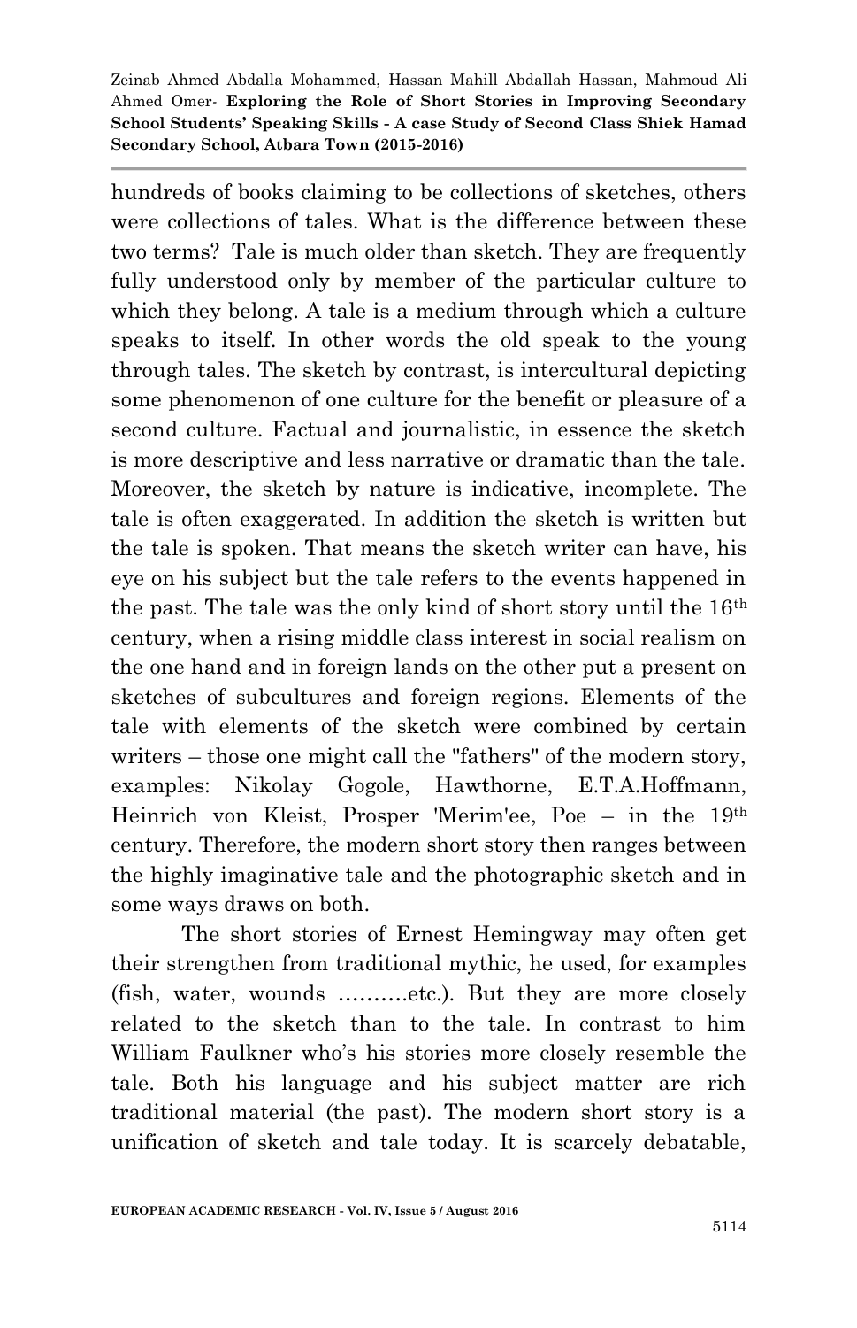hundreds of books claiming to be collections of sketches, others were collections of tales. What is the difference between these two terms? Tale is much older than sketch. They are frequently fully understood only by member of the particular culture to which they belong. A tale is a medium through which a culture speaks to itself. In other words the old speak to the young through tales. The sketch by contrast, is intercultural depicting some phenomenon of one culture for the benefit or pleasure of a second culture. Factual and journalistic, in essence the sketch is more descriptive and less narrative or dramatic than the tale. Moreover, the sketch by nature is indicative, incomplete. The tale is often exaggerated. In addition the sketch is written but the tale is spoken. That means the sketch writer can have, his eye on his subject but the tale refers to the events happened in the past. The tale was the only kind of short story until the 16th century, when a rising middle class interest in social realism on the one hand and in foreign lands on the other put a present on sketches of subcultures and foreign regions. Elements of the tale with elements of the sketch were combined by certain writers – those one might call the "fathers" of the modern story, examples: Nikolay Gogole, Hawthorne, E.T.A.Hoffmann, Heinrich von Kleist, Prosper 'Merim'ee, Poe – in the 19th century. Therefore, the modern short story then ranges between the highly imaginative tale and the photographic sketch and in some ways draws on both.

The short stories of Ernest Hemingway may often get their strengthen from traditional mythic, he used, for examples (fish, water, wounds ……….etc.). But they are more closely related to the sketch than to the tale. In contrast to him William Faulkner who's his stories more closely resemble the tale. Both his language and his subject matter are rich traditional material (the past). The modern short story is a unification of sketch and tale today. It is scarcely debatable,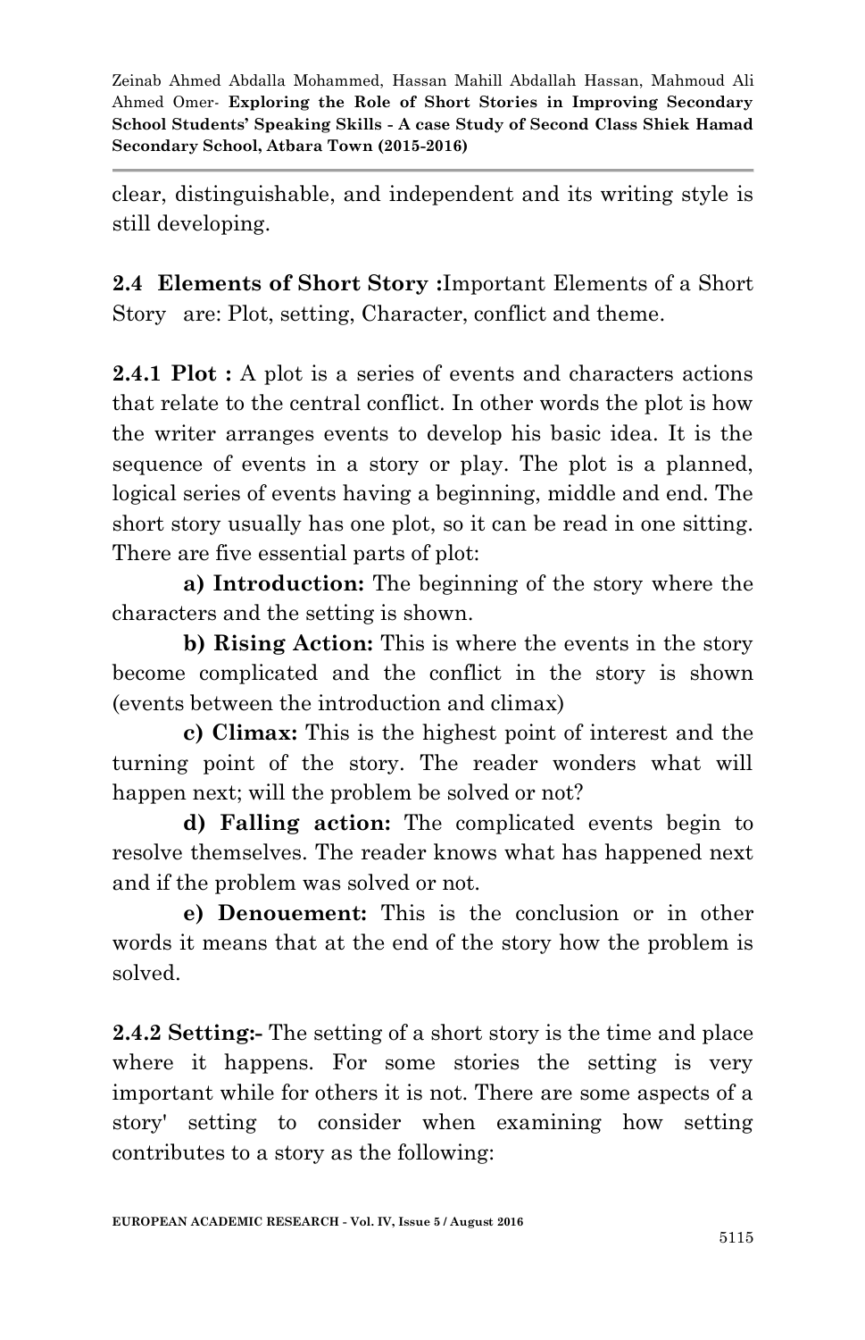clear, distinguishable, and independent and its writing style is still developing.

**2.4 Elements of Short Story :**Important Elements of a Short Story are: Plot, setting, Character, conflict and theme.

**2.4.1 Plot :** A plot is a series of events and characters actions that relate to the central conflict. In other words the plot is how the writer arranges events to develop his basic idea. It is the sequence of events in a story or play. The plot is a planned, logical series of events having a beginning, middle and end. The short story usually has one plot, so it can be read in one sitting. There are five essential parts of plot:

**a) Introduction:** The beginning of the story where the characters and the setting is shown.

**b) Rising Action:** This is where the events in the story become complicated and the conflict in the story is shown (events between the introduction and climax)

**c) Climax:** This is the highest point of interest and the turning point of the story. The reader wonders what will happen next; will the problem be solved or not?

**d) Falling action:** The complicated events begin to resolve themselves. The reader knows what has happened next and if the problem was solved or not.

**e) Denouement:** This is the conclusion or in other words it means that at the end of the story how the problem is solved.

**2.4.2 Setting:-** The setting of a short story is the time and place where it happens. For some stories the setting is very important while for others it is not. There are some aspects of a story' setting to consider when examining how setting contributes to a story as the following: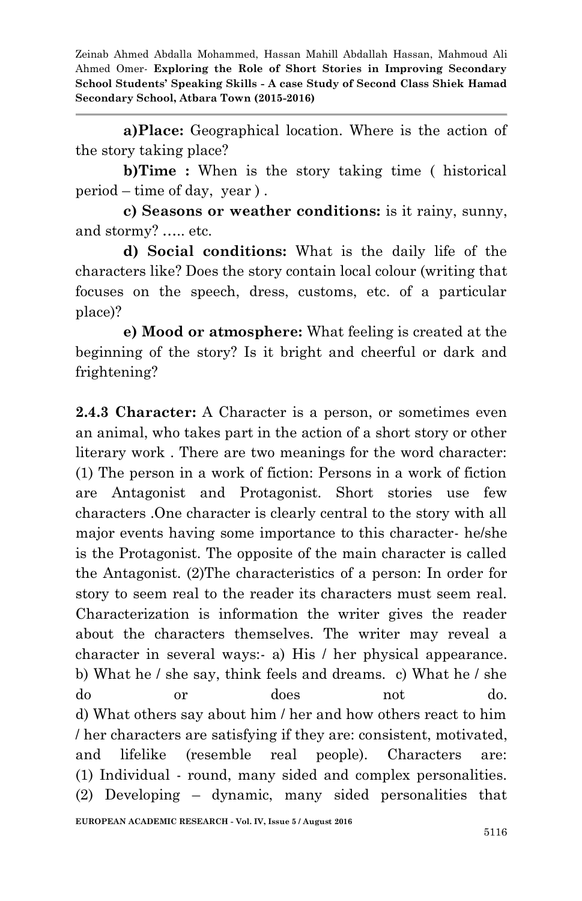**a)Place:** Geographical location. Where is the action of the story taking place?

**b)Time :** When is the story taking time ( historical period – time of day, year ) .

**c) Seasons or weather conditions:** is it rainy, sunny, and stormy? ….. etc.

**d) Social conditions:** What is the daily life of the characters like? Does the story contain local colour (writing that focuses on the speech, dress, customs, etc. of a particular place)?

**e) Mood or atmosphere:** What feeling is created at the beginning of the story? Is it bright and cheerful or dark and frightening?

**2.4.3 Character:** A Character is a person, or sometimes even an animal, who takes part in the action of a short story or other literary work . There are two meanings for the word character: (1) The person in a work of fiction: Persons in a work of fiction are Antagonist and Protagonist. Short stories use few characters .One character is clearly central to the story with all major events having some importance to this character- he/she is the Protagonist. The opposite of the main character is called the Antagonist. (2)The characteristics of a person: In order for story to seem real to the reader its characters must seem real. Characterization is information the writer gives the reader about the characters themselves. The writer may reveal a character in several ways:- a) His / her physical appearance. b) What he / she say, think feels and dreams. c) What he / she do or does not do.
d) What others say about him / her and how others react to him / her characters are satisfying if they are: consistent, motivated, and lifelike (resemble real people). Characters are: (1) Individual - round, many sided and complex personalities. (2) Developing – dynamic, many sided personalities that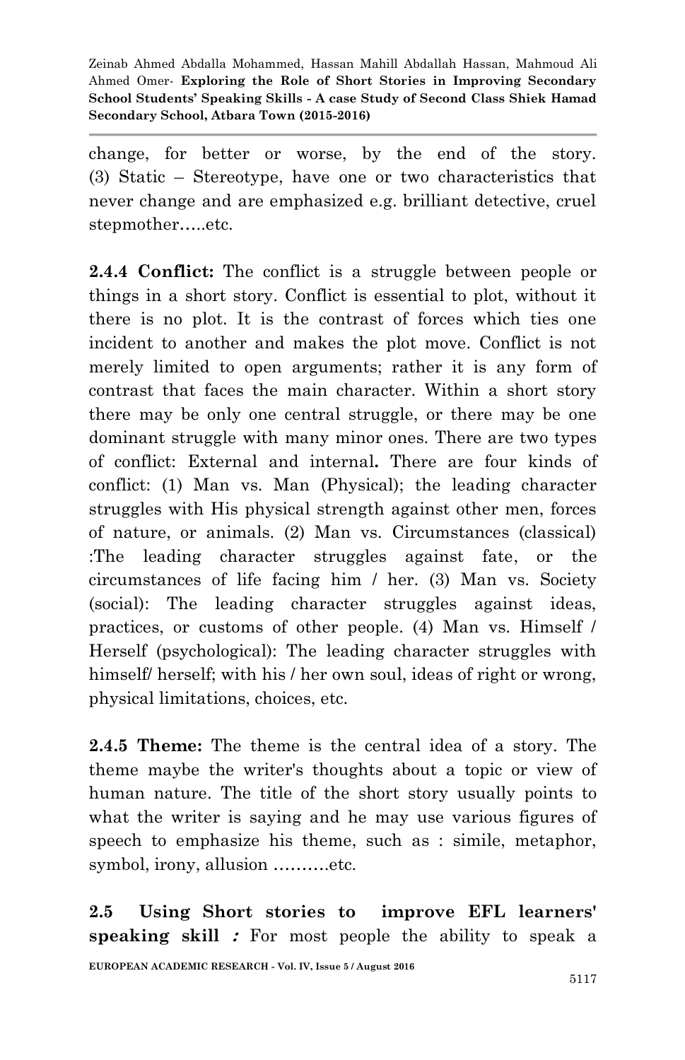change, for better or worse, by the end of the story. (3) Static – Stereotype, have one or two characteristics that never change and are emphasized e.g. brilliant detective, cruel stepmother…..etc.

**2.4.4 Conflict:** The conflict is a struggle between people or things in a short story. Conflict is essential to plot, without it there is no plot. It is the contrast of forces which ties one incident to another and makes the plot move. Conflict is not merely limited to open arguments; rather it is any form of contrast that faces the main character. Within a short story there may be only one central struggle, or there may be one dominant struggle with many minor ones. There are two types of conflict: External and internal**.** There are four kinds of conflict: (1) Man vs. Man (Physical); the leading character struggles with His physical strength against other men, forces of nature, or animals. (2) Man vs. Circumstances (classical) :The leading character struggles against fate, or the circumstances of life facing him / her. (3) Man vs. Society (social): The leading character struggles against ideas, practices, or customs of other people. (4) Man vs. Himself / Herself (psychological): The leading character struggles with himself/ herself; with his / her own soul, ideas of right or wrong, physical limitations, choices, etc.

**2.4.5 Theme:** The theme is the central idea of a story. The theme maybe the writer's thoughts about a topic or view of human nature. The title of the short story usually points to what the writer is saying and he may use various figures of speech to emphasize his theme, such as : simile, metaphor, symbol, irony, allusion ……….etc.

**2.5 Using Short stories to improve EFL learners' speaking skill :** For most people the ability to speak a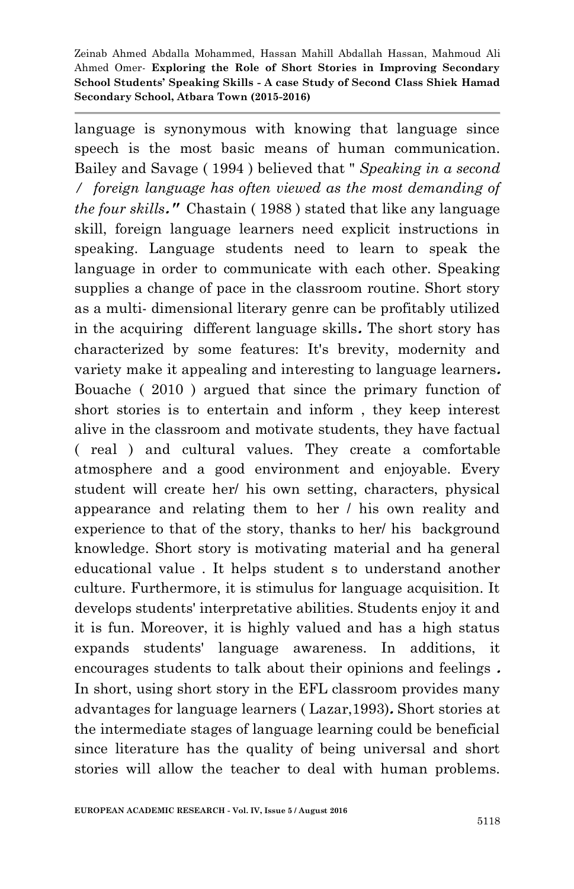language is synonymous with knowing that language since speech is the most basic means of human communication. Bailey and Savage ( 1994 ) believed that " *Speaking in a second / foreign language has often viewed as the most demanding of the four skills***."** Chastain ( 1988 ) stated that like any language skill, foreign language learners need explicit instructions in speaking. Language students need to learn to speak the language in order to communicate with each other. Speaking supplies a change of pace in the classroom routine. Short story as a multi- dimensional literary genre can be profitably utilized in the acquiring different language skills**.** The short story has characterized by some features: It's brevity, modernity and variety make it appealing and interesting to language learners**.** Bouache ( 2010 ) argued that since the primary function of short stories is to entertain and inform , they keep interest alive in the classroom and motivate students, they have factual ( real ) and cultural values. They create a comfortable atmosphere and a good environment and enjoyable. Every student will create her/ his own setting, characters, physical appearance and relating them to her / his own reality and experience to that of the story, thanks to her/ his background knowledge. Short story is motivating material and ha general educational value . It helps student s to understand another culture. Furthermore, it is stimulus for language acquisition. It develops students' interpretative abilities. Students enjoy it and it is fun. Moreover, it is highly valued and has a high status expands students' language awareness. In additions, it encourages students to talk about their opinions and feelings **.** In short, using short story in the EFL classroom provides many advantages for language learners ( Lazar,1993)**.** Short stories at the intermediate stages of language learning could be beneficial since literature has the quality of being universal and short stories will allow the teacher to deal with human problems.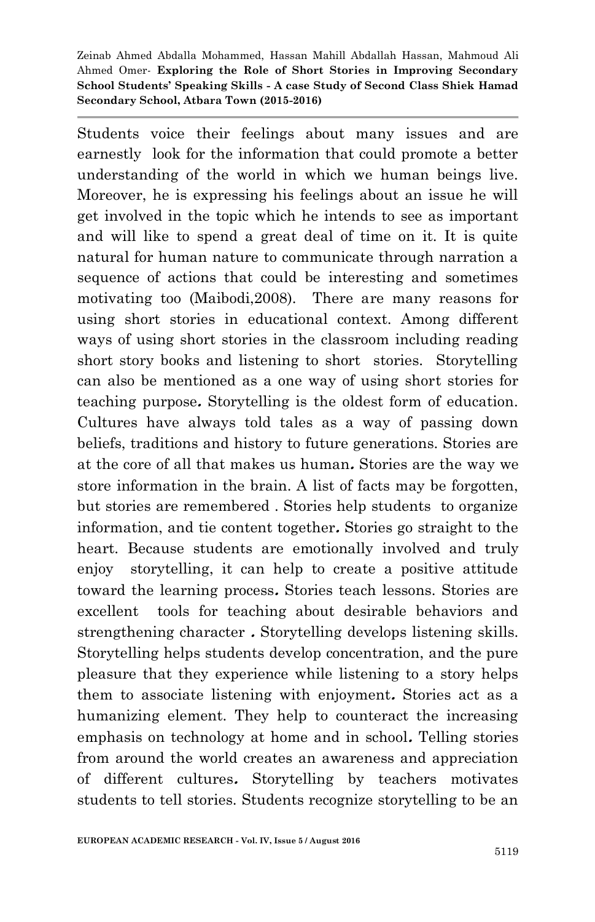Students voice their feelings about many issues and are earnestly look for the information that could promote a better understanding of the world in which we human beings live. Moreover, he is expressing his feelings about an issue he will get involved in the topic which he intends to see as important and will like to spend a great deal of time on it. It is quite natural for human nature to communicate through narration a sequence of actions that could be interesting and sometimes motivating too (Maibodi,2008). There are many reasons for using short stories in educational context. Among different ways of using short stories in the classroom including reading short story books and listening to short stories. Storytelling can also be mentioned as a one way of using short stories for teaching purpose**.** Storytelling is the oldest form of education. Cultures have always told tales as a way of passing down beliefs, traditions and history to future generations. Stories are at the core of all that makes us human**.** Stories are the way we store information in the brain. A list of facts may be forgotten, but stories are remembered . Stories help students to organize information, and tie content together**.** Stories go straight to the heart. Because students are emotionally involved and truly enjoy storytelling, it can help to create a positive attitude toward the learning process**.** Stories teach lessons. Stories are excellent tools for teaching about desirable behaviors and strengthening character **.** Storytelling develops listening skills. Storytelling helps students develop concentration, and the pure pleasure that they experience while listening to a story helps them to associate listening with enjoyment**.** Stories act as a humanizing element. They help to counteract the increasing emphasis on technology at home and in school**.** Telling stories from around the world creates an awareness and appreciation of different cultures**.** Storytelling by teachers motivates students to tell stories. Students recognize storytelling to be an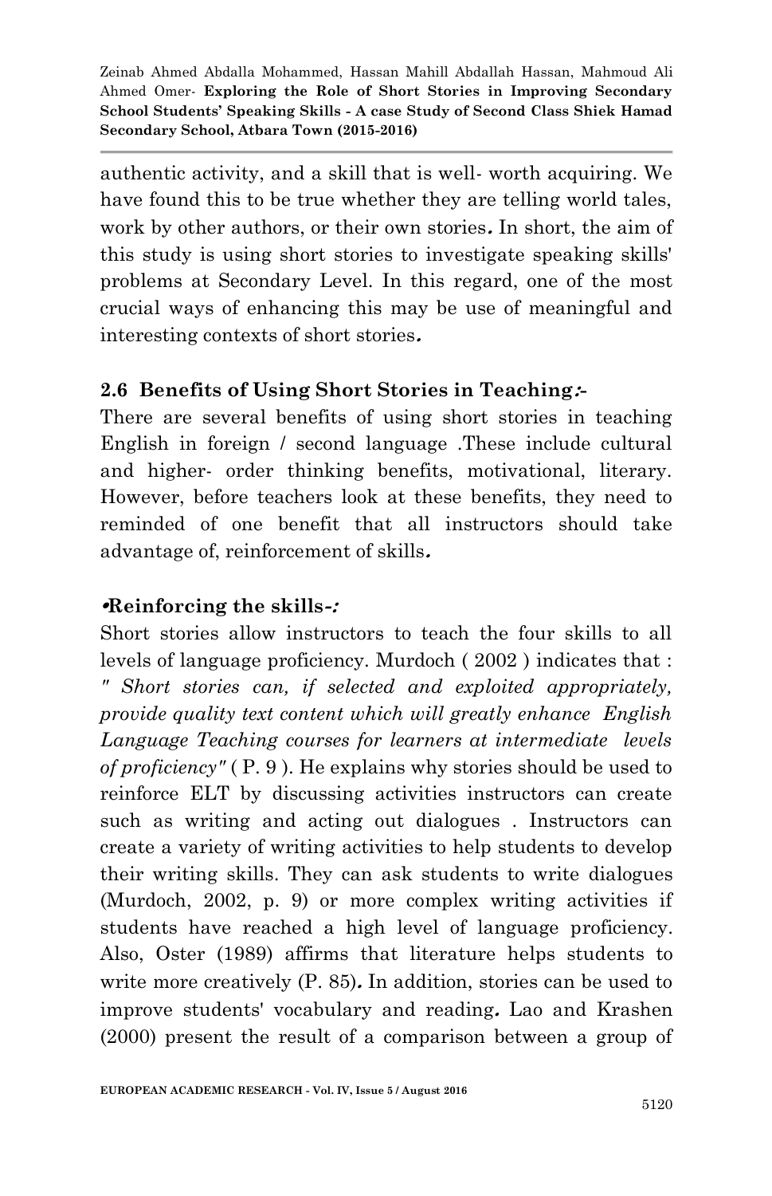authentic activity, and a skill that is well- worth acquiring. We have found this to be true whether they are telling world tales, work by other authors, or their own stories**.** In short, the aim of this study is using short stories to investigate speaking skills' problems at Secondary Level. In this regard, one of the most crucial ways of enhancing this may be use of meaningful and interesting contexts of short stories**.**

## 2.6 Benefits of Using Short Stories in Teaching:-

There are several benefits of using short stories in teaching English in foreign / second language .These include cultural and higher- order thinking benefits, motivational, literary. However, before teachers look at these benefits, they need to reminded of one benefit that all instructors should take advantage of, reinforcement of skills**.**

### •Reinforcing the skills-:

Short stories allow instructors to teach the four skills to all levels of language proficiency. Murdoch ( 2002 ) indicates that : *" Short stories can, if selected and exploited appropriately, provide quality text content which will greatly enhance English Language Teaching courses for learners at intermediate levels of proficiency"* ( P. 9 ). He explains why stories should be used to reinforce ELT by discussing activities instructors can create such as writing and acting out dialogues . Instructors can create a variety of writing activities to help students to develop their writing skills. They can ask students to write dialogues (Murdoch, 2002, p. 9) or more complex writing activities if students have reached a high level of language proficiency. Also, Oster (1989) affirms that literature helps students to write more creatively (P. 85)**.** In addition, stories can be used to improve students' vocabulary and reading**.** Lao and Krashen (2000) present the result of a comparison between a group of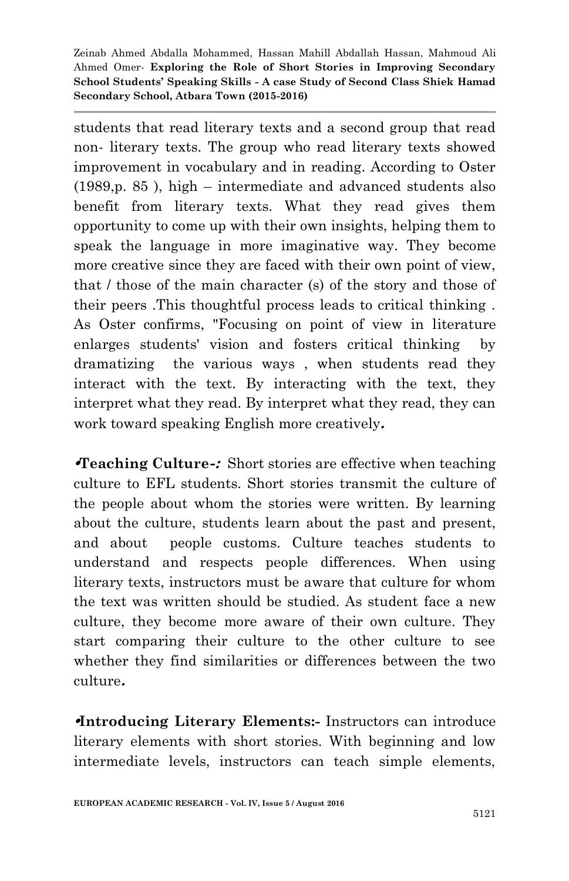students that read literary texts and a second group that read non- literary texts. The group who read literary texts showed improvement in vocabulary and in reading. According to Oster (1989,p. 85 ), high – intermediate and advanced students also benefit from literary texts. What they read gives them opportunity to come up with their own insights, helping them to speak the language in more imaginative way. They become more creative since they are faced with their own point of view, that / those of the main character (s) of the story and those of their peers .This thoughtful process leads to critical thinking . As Oster confirms, "Focusing on point of view in literature enlarges students' vision and fosters critical thinking by dramatizing the various ways , when students read they interact with the text. By interacting with the text, they interpret what they read. By interpret what they read, they can work toward speaking English more creatively*.*

•**Teaching Culture-*:*** Short stories are effective when teaching culture to EFL students. Short stories transmit the culture of the people about whom the stories were written. By learning about the culture, students learn about the past and present, and about people customs. Culture teaches students to understand and respects people differences. When using literary texts, instructors must be aware that culture for whom the text was written should be studied. As student face a new culture, they become more aware of their own culture. They start comparing their culture to the other culture to see whether they find similarities or differences between the two culture*.*

•**Introducing Literary Elements:-** Instructors can introduce literary elements with short stories. With beginning and low intermediate levels, instructors can teach simple elements,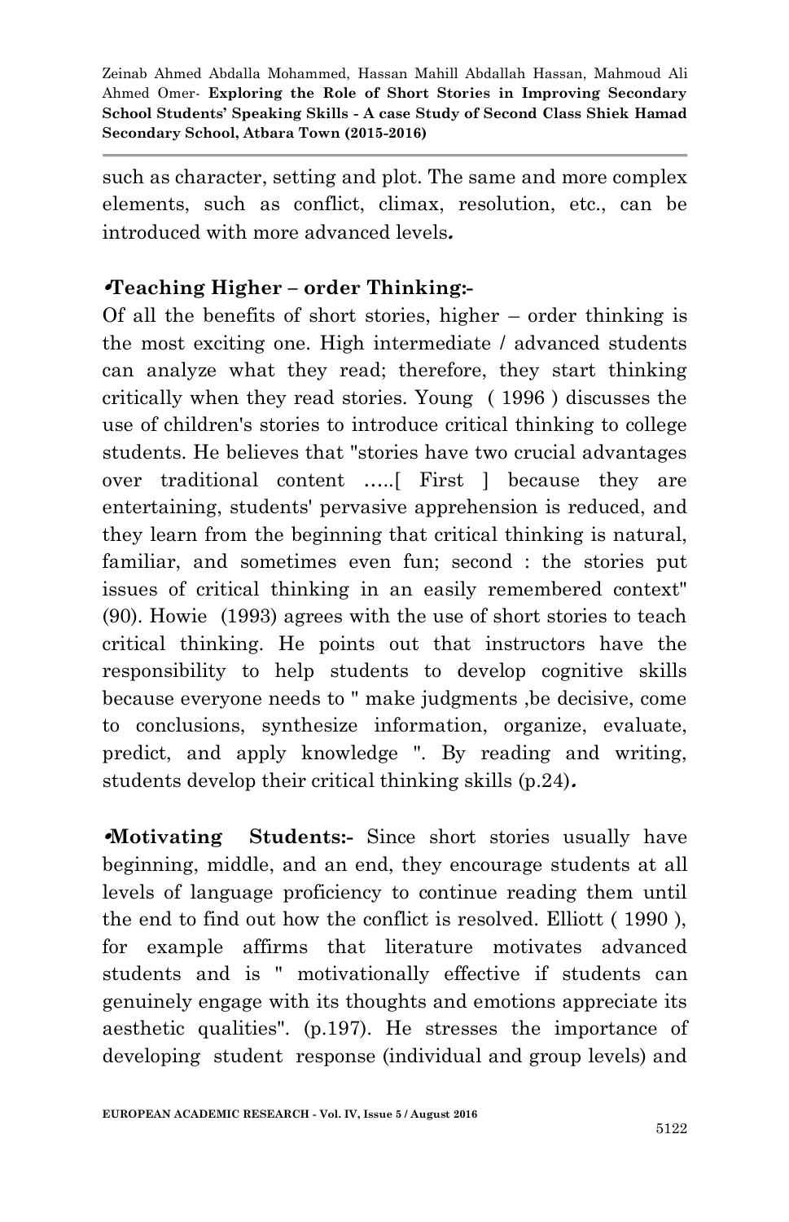such as character, setting and plot. The same and more complex elements, such as conflict, climax, resolution, etc., can be introduced with more advanced levels.

**•Teaching Higher – order Thinking:-**

Of all the benefits of short stories, higher – order thinking is the most exciting one. High intermediate / advanced students can analyze what they read; therefore, they start thinking critically when they read stories. Young ( 1996 ) discusses the use of children's stories to introduce critical thinking to college students. He believes that "stories have two crucial advantages over traditional content .....[ First ] because they are entertaining, students' pervasive apprehension is reduced, and they learn from the beginning that critical thinking is natural, familiar, and sometimes even fun; second : the stories put issues of critical thinking in an easily remembered context" (90). Howie (1993) agrees with the use of short stories to teach critical thinking. He points out that instructors have the responsibility to help students to develop cognitive skills because everyone needs to " make judgments ,be decisive, come to conclusions, synthesize information, organize, evaluate, predict, and apply knowledge ". By reading and writing, students develop their critical thinking skills (p.24).

**•Motivating Students:-** Since short stories usually have beginning, middle, and an end, they encourage students at all levels of language proficiency to continue reading them until the end to find out how the conflict is resolved. Elliott ( 1990 ), for example affirms that literature motivates advanced students and is " motivationally effective if students can genuinely engage with its thoughts and emotions appreciate its aesthetic qualities". (p.197). He stresses the importance of developing student response (individual and group levels) and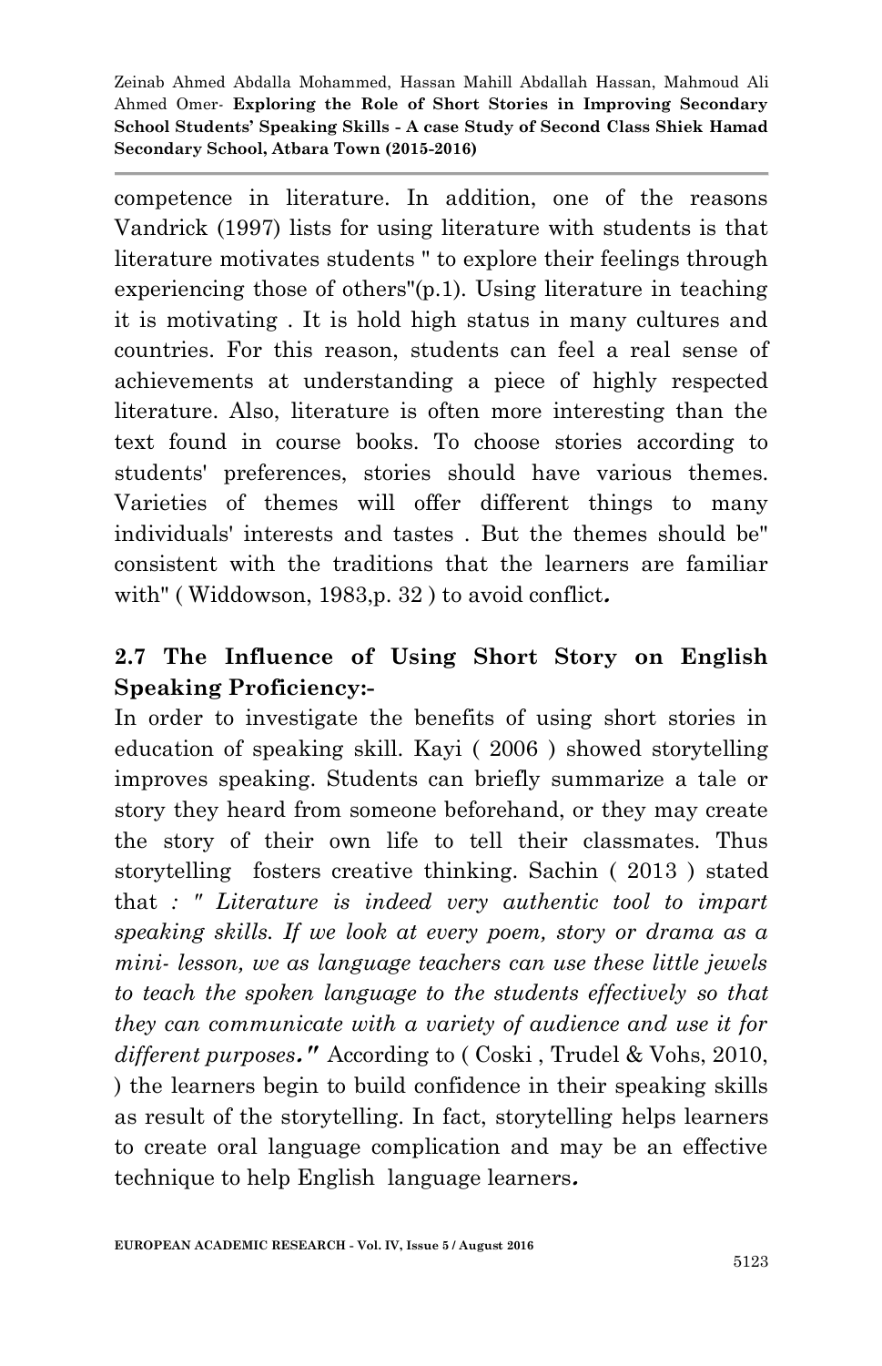competence in literature. In addition, one of the reasons Vandrick (1997) lists for using literature with students is that literature motivates students " to explore their feelings through experiencing those of others"(p.1). Using literature in teaching it is motivating . It is hold high status in many cultures and countries. For this reason, students can feel a real sense of achievements at understanding a piece of highly respected literature. Also, literature is often more interesting than the text found in course books. To choose stories according to students' preferences, stories should have various themes. Varieties of themes will offer different things to many individuals' interests and tastes . But the themes should be" consistent with the traditions that the learners are familiar with" ( Widdowson, 1983,p. 32 ) to avoid conflict**.**

## 2.7 The Influence of Using Short Story on English Speaking Proficiency:-

In order to investigate the benefits of using short stories in education of speaking skill. Kayi ( 2006 ) showed storytelling improves speaking. Students can briefly summarize a tale or story they heard from someone beforehand, or they may create the story of their own life to tell their classmates. Thus storytelling fosters creative thinking. Sachin ( 2013 ) stated that *: " Literature is indeed very authentic tool to impart speaking skills. If we look at every poem, story or drama as a mini- lesson, we as language teachers can use these little jewels to teach the spoken language to the students effectively so that they can communicate with a variety of audience and use it for different purposes***."** According to ( Coski , Trudel & Vohs, 2010, ) the learners begin to build confidence in their speaking skills as result of the storytelling. In fact, storytelling helps learners to create oral language complication and may be an effective technique to help English language learners**.**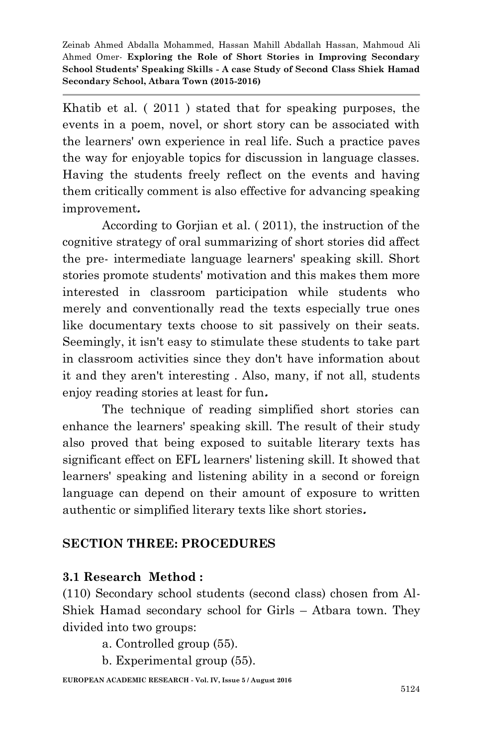Khatib et al. ( 2011 ) stated that for speaking purposes, the events in a poem, novel, or short story can be associated with the learners' own experience in real life. Such a practice paves the way for enjoyable topics for discussion in language classes. Having the students freely reflect on the events and having them critically comment is also effective for advancing speaking improvement*.*

According to Gorjian et al. ( 2011), the instruction of the cognitive strategy of oral summarizing of short stories did affect the pre- intermediate language learners' speaking skill. Short stories promote students' motivation and this makes them more interested in classroom participation while students who merely and conventionally read the texts especially true ones like documentary texts choose to sit passively on their seats. Seemingly, it isn't easy to stimulate these students to take part in classroom activities since they don't have information about it and they aren't interesting . Also, many, if not all, students enjoy reading stories at least for fun*.*

The technique of reading simplified short stories can enhance the learners' speaking skill. The result of their study also proved that being exposed to suitable literary texts has significant effect on EFL learners' listening skill. It showed that learners' speaking and listening ability in a second or foreign language can depend on their amount of exposure to written authentic or simplified literary texts like short stories*.*

## SECTION THREE: PROCEDURES

### 3.1 Research Method :

(110) Secondary school students (second class) chosen from Al-Shiek Hamad secondary school for Girls – Atbara town. They divided into two groups:

a. Controlled group (55).

b. Experimental group (55).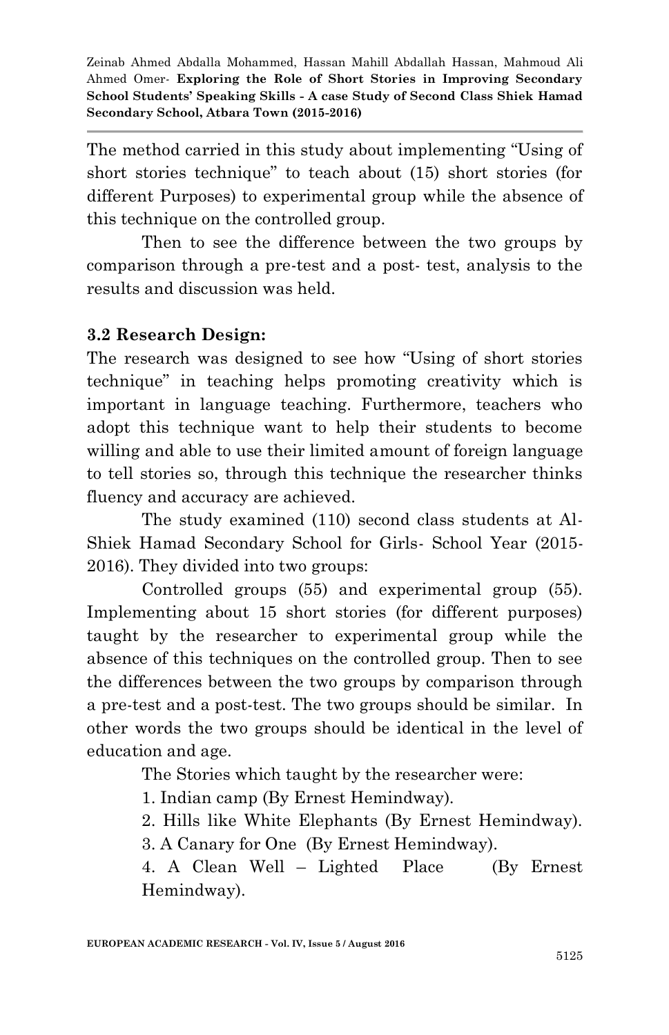The method carried in this study about implementing "Using of short stories technique" to teach about (15) short stories (for different Purposes) to experimental group while the absence of this technique on the controlled group.

Then to see the difference between the two groups by comparison through a pre-test and a post- test, analysis to the results and discussion was held.

### 3.2 Research Design:

The research was designed to see how "Using of short stories technique" in teaching helps promoting creativity which is important in language teaching. Furthermore, teachers who adopt this technique want to help their students to become willing and able to use their limited amount of foreign language to tell stories so, through this technique the researcher thinks fluency and accuracy are achieved.

The study examined (110) second class students at Al-Shiek Hamad Secondary School for Girls- School Year (2015-2016). They divided into two groups:

Controlled groups (55) and experimental group (55). Implementing about 15 short stories (for different purposes) taught by the researcher to experimental group while the absence of this techniques on the controlled group. Then to see the differences between the two groups by comparison through a pre-test and a post-test. The two groups should be similar. In other words the two groups should be identical in the level of education and age.

The Stories which taught by the researcher were:

1. Indian camp (By Ernest Hemindway).
2. Hills like White Elephants (By Ernest Hemindway).
3. A Canary for One (By Ernest Hemindway).
4. A Clean Well – Lighted Place (By Ernest Hemindway).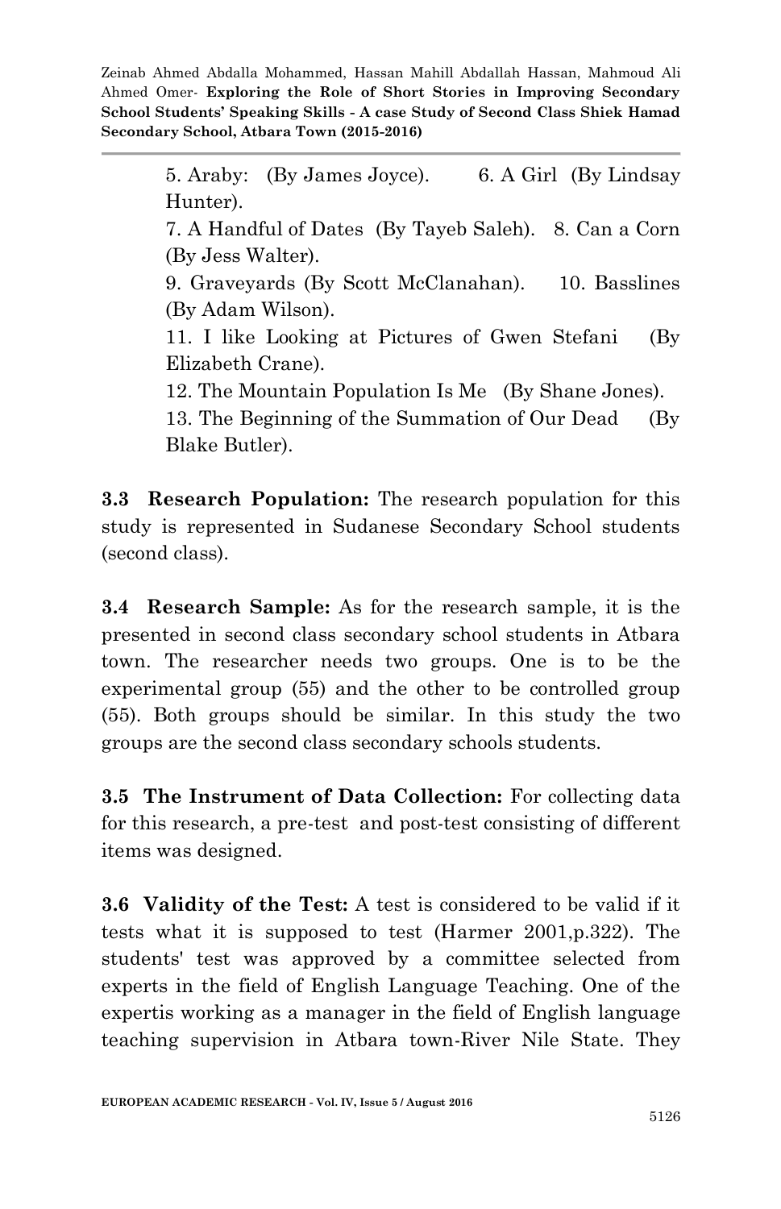5. Araby: (By James Joyce). 6. A Girl (By Lindsay Hunter).
7. A Handful of Dates (By Tayeb Saleh). 8. Can a Corn (By Jess Walter).
9. Graveyards (By Scott McClanahan). 10. Basslines (By Adam Wilson).
11. I like Looking at Pictures of Gwen Stefani (By Elizabeth Crane).
12. The Mountain Population Is Me (By Shane Jones).
13. The Beginning of the Summation of Our Dead (By Blake Butler).

**3.3 Research Population:** The research population for this study is represented in Sudanese Secondary School students (second class).

**3.4 Research Sample:** As for the research sample, it is the presented in second class secondary school students in Atbara town. The researcher needs two groups. One is to be the experimental group (55) and the other to be controlled group (55). Both groups should be similar. In this study the two groups are the second class secondary schools students.

**3.5 The Instrument of Data Collection:** For collecting data for this research, a pre-test and post-test consisting of different items was designed.

**3.6 Validity of the Test:** A test is considered to be valid if it tests what it is supposed to test (Harmer 2001,p.322). The students' test was approved by a committee selected from experts in the field of English Language Teaching. One of the expertis working as a manager in the field of English language teaching supervision in Atbara town-River Nile State. They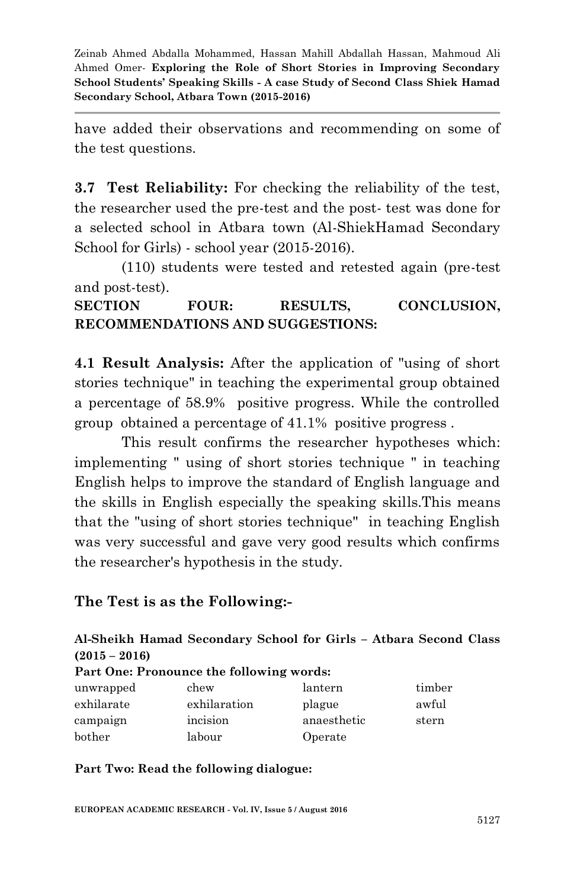have added their observations and recommending on some of the test questions.

**3.7 Test Reliability:** For checking the reliability of the test, the researcher used the pre-test and the post- test was done for a selected school in Atbara town (Al-ShiekHamad Secondary School for Girls) - school year (2015-2016).

(110) students were tested and retested again (pre-test and post-test).

## SECTION FOUR: RESULTS, CONCLUSION, RECOMMENDATIONS AND SUGGESTIONS:

**4.1 Result Analysis:** After the application of "using of short stories technique" in teaching the experimental group obtained a percentage of 58.9% positive progress. While the controlled group obtained a percentage of 41.1% positive progress .

This result confirms the researcher hypotheses which: implementing " using of short stories technique " in teaching English helps to improve the standard of English language and the skills in English especially the speaking skills.This means that the "using of short stories technique" in teaching English was very successful and gave very good results which confirms the researcher's hypothesis in the study.

### The Test is as the Following:-

**Al-Sheikh Hamad Secondary School for Girls – Atbara Second Class (2015 – 2016)**

**Part One: Pronounce the following words:**

| | | | |
|---|---|---|---|
| unwrapped | chew | lantern | timber |
| exhilarate | exhilaration | plague | awful |
| campaign | incision | anaesthetic | stern |
| bother | labour | Operate | |

**Part Two: Read the following dialogue:**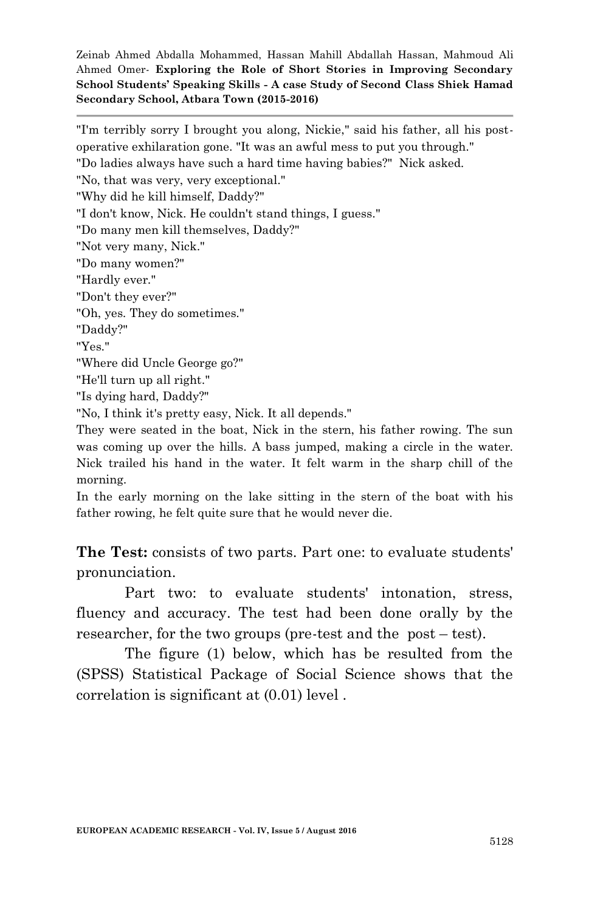"I'm terribly sorry I brought you along, Nickie," said his father, all his post-operative exhilaration gone. "It was an awful mess to put you through."

"Do ladies always have such a hard time having babies?" Nick asked.

"No, that was very, very exceptional."

"Why did he kill himself, Daddy?"

"I don't know, Nick. He couldn't stand things, I guess."

"Do many men kill themselves, Daddy?"

"Not very many, Nick."

"Do many women?"

"Hardly ever."

"Don't they ever?"

"Oh, yes. They do sometimes."

"Daddy?"

"Yes."

"Where did Uncle George go?"

"He'll turn up all right."

"Is dying hard, Daddy?"

"No, I think it's pretty easy, Nick. It all depends."

They were seated in the boat, Nick in the stern, his father rowing. The sun was coming up over the hills. A bass jumped, making a circle in the water. Nick trailed his hand in the water. It felt warm in the sharp chill of the morning.

In the early morning on the lake sitting in the stern of the boat with his father rowing, he felt quite sure that he would never die.

**The Test:** consists of two parts. Part one: to evaluate students' pronunciation.

Part two: to evaluate students' intonation, stress, fluency and accuracy. The test had been done orally by the researcher, for the two groups (pre-test and the post – test).

The figure (1) below, which has be resulted from the (SPSS) Statistical Package of Social Science shows that the correlation is significant at (0.01) level .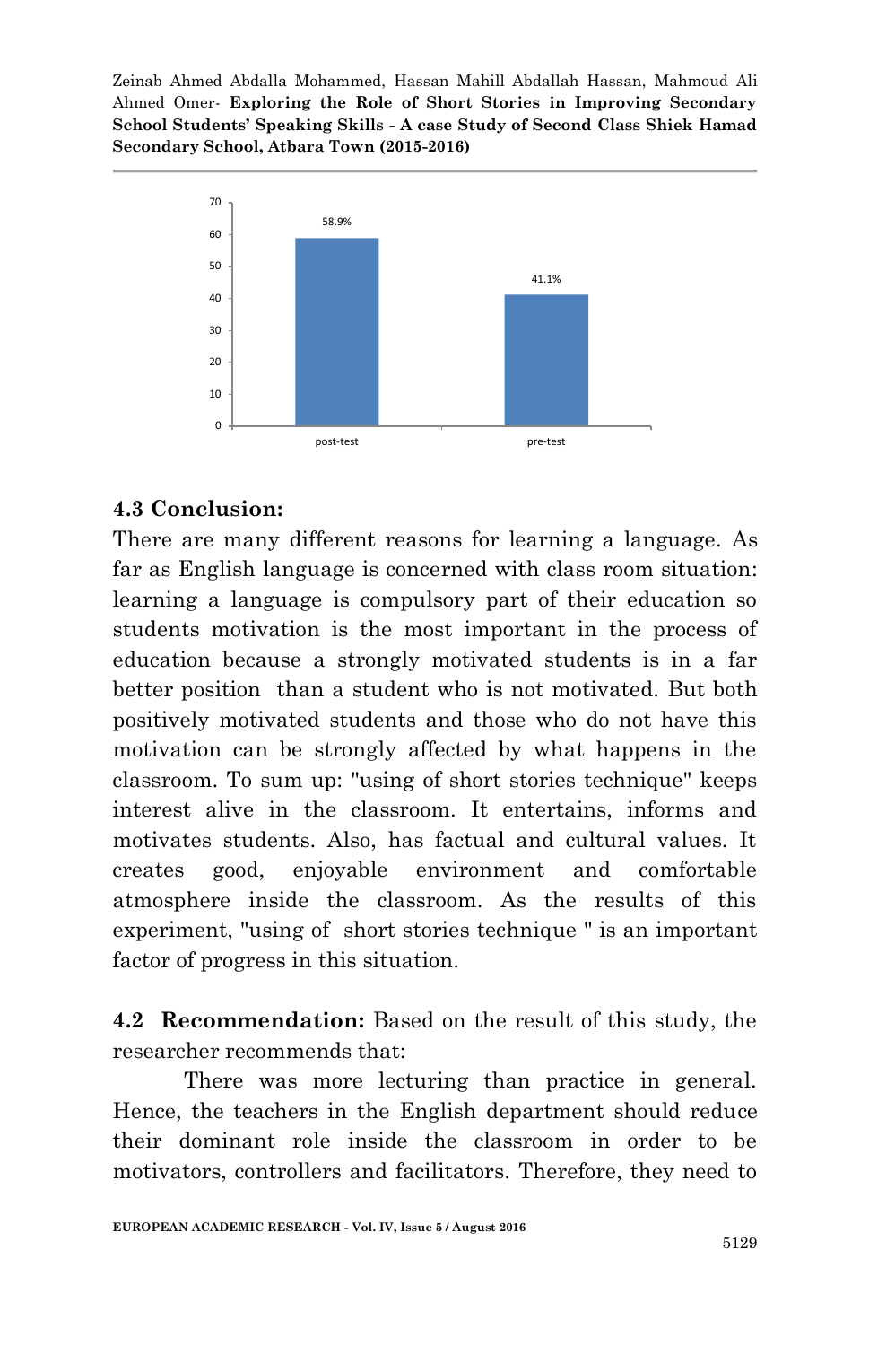## 4.3 Conclusion:

There are many different reasons for learning a language. As far as English language is concerned with class room situation: learning a language is compulsory part of their education so students motivation is the most important in the process of education because a strongly motivated students is in a far better position than a student who is not motivated. But both positively motivated students and those who do not have this motivation can be strongly affected by what happens in the classroom. To sum up: "using of short stories technique" keeps interest alive in the classroom. It entertains, informs and motivates students. Also, has factual and cultural values. It creates good, enjoyable environment and comfortable atmosphere inside the classroom. As the results of this experiment, "using of short stories technique " is an important factor of progress in this situation.

**4.2 Recommendation:** Based on the result of this study, the researcher recommends that:

There was more lecturing than practice in general. Hence, the teachers in the English department should reduce their dominant role inside the classroom in order to be motivators, controllers and facilitators. Therefore, they need to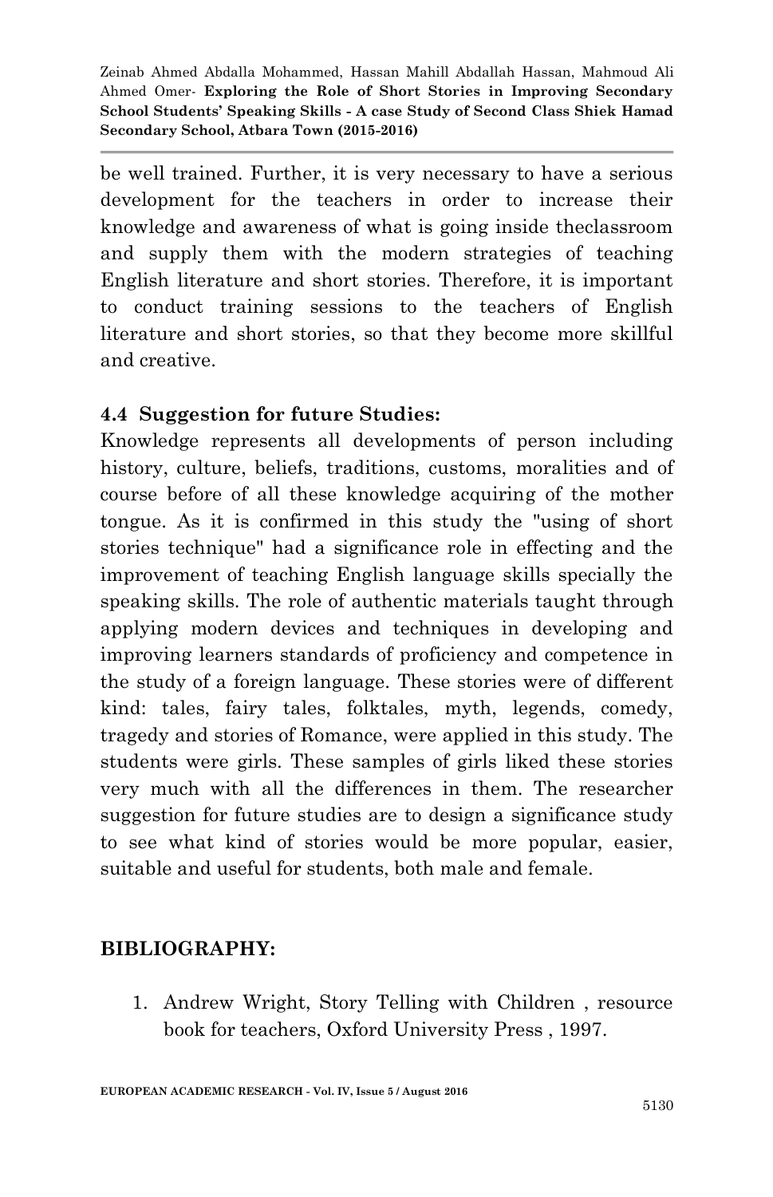be well trained. Further, it is very necessary to have a serious development for the teachers in order to increase their knowledge and awareness of what is going inside theclassroom and supply them with the modern strategies of teaching English literature and short stories. Therefore, it is important to conduct training sessions to the teachers of English literature and short stories, so that they become more skillful and creative.

## 4.4 Suggestion for future Studies:

Knowledge represents all developments of person including history, culture, beliefs, traditions, customs, moralities and of course before of all these knowledge acquiring of the mother tongue. As it is confirmed in this study the "using of short stories technique" had a significance role in effecting and the improvement of teaching English language skills specially the speaking skills. The role of authentic materials taught through applying modern devices and techniques in developing and improving learners standards of proficiency and competence in the study of a foreign language. These stories were of different kind: tales, fairy tales, folktales, myth, legends, comedy, tragedy and stories of Romance, were applied in this study. The students were girls. These samples of girls liked these stories very much with all the differences in them. The researcher suggestion for future studies are to design a significance study to see what kind of stories would be more popular, easier, suitable and useful for students, both male and female.

## BIBLIOGRAPHY:

1. Andrew Wright, Story Telling with Children , resource book for teachers, Oxford University Press , 1997.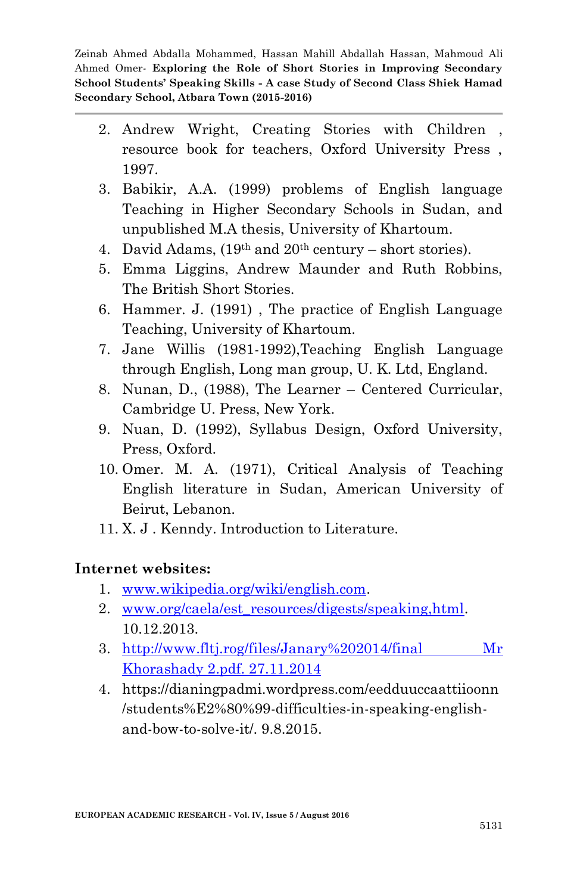2. Andrew Wright, Creating Stories with Children , resource book for teachers, Oxford University Press , 1997.
3. Babikir, A.A. (1999) problems of English language Teaching in Higher Secondary Schools in Sudan, and unpublished M.A thesis, University of Khartoum.
4. David Adams, (19th and 20th century – short stories).
5. Emma Liggins, Andrew Maunder and Ruth Robbins, The British Short Stories.
6. Hammer. J. (1991) , The practice of English Language Teaching, University of Khartoum.
7. Jane Willis (1981-1992),Teaching English Language through English, Long man group, U. K. Ltd, England.
8. Nunan, D., (1988), The Learner – Centered Curricular, Cambridge U. Press, New York.
9. Nuan, D. (1992), Syllabus Design, Oxford University, Press, Oxford.
10. Omer. M. A. (1971), Critical Analysis of Teaching English literature in Sudan, American University of Beirut, Lebanon.
11. X. J . Kenndy. Introduction to Literature.

**Internet websites:**

1. www.wikipedia.org/wiki/english.com.
2. www.org/caela/est_resources/digests/speaking,html. 10.12.2013.
3. http://www.fltj.rog/files/Janary%202014/final Mr Khorashady 2.pdf. 27.11.2014
4. https://dianingpadmi.wordpress.com/eedduuccaattiioonn /students%E2%80%99-difficulties-in-speaking-english-and-bow-to-solve-it/. 9.8.2015.